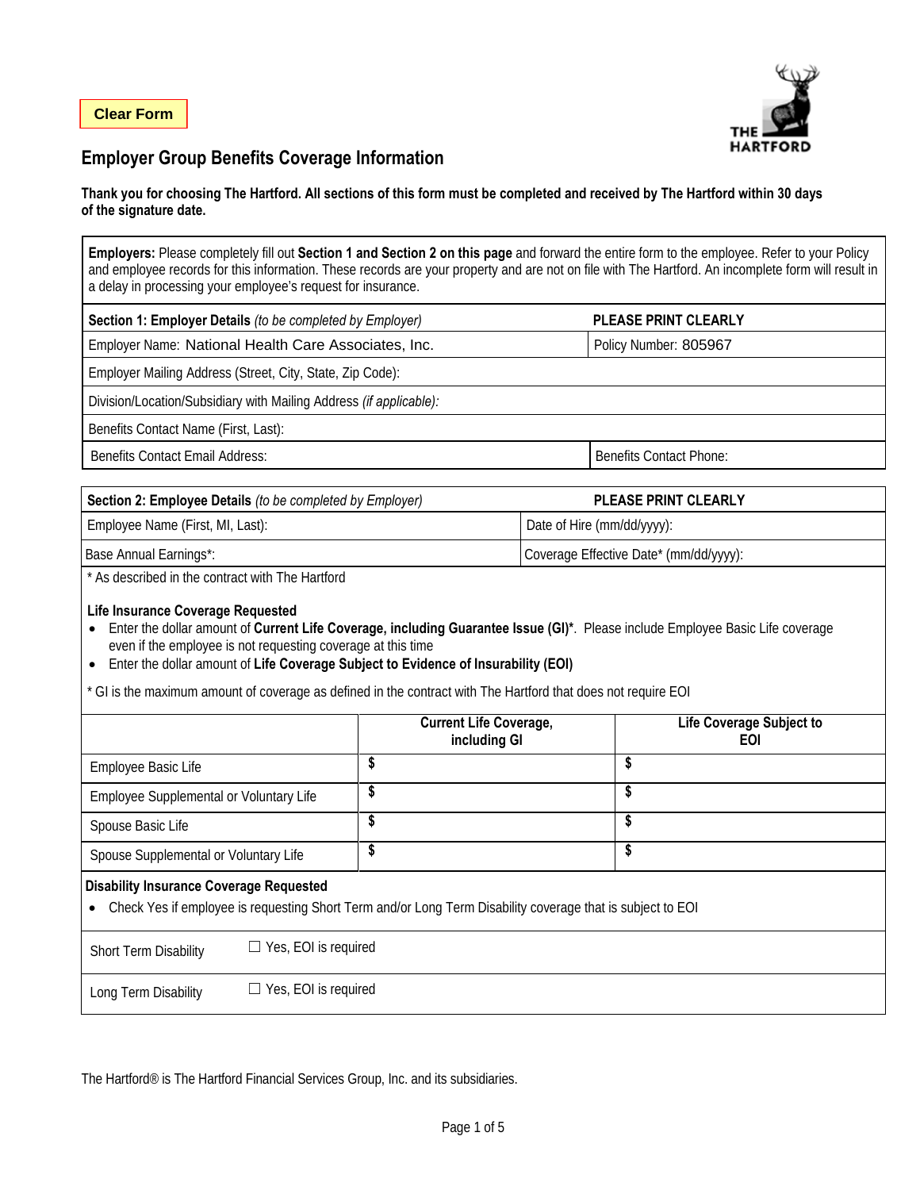Clear Form

THE HARTFORD

# Employer Group Benefits Coverage Information

**Thank you for choosing The Hartford. All sections of this form must be completed and received by The Hartford within 30 days of the signature date.**

**Employers:** Please completely fill out **Section 1 and Section 2 on this page** and forward the entire form to the employee. Refer to your Policy and employee records for this information. These records are your property and are not on file with The Hartford. An incomplete form will result in a delay in processing your employee's request for insurance.

| **Section 1: Employer Details** *(to be completed by Employer)* | **PLEASE PRINT CLEARLY** |
|---|---|
| Employer Name: National Health Care Associates, Inc. | Policy Number: 805967 |
| Employer Mailing Address (Street, City, State, Zip Code): | |
| Division/Location/Subsidiary with Mailing Address *(if applicable):* | |
| Benefits Contact Name (First, Last): | |
| Benefits Contact Email Address: | Benefits Contact Phone: |

| **Section 2: Employee Details** *(to be completed by Employer)* | **PLEASE PRINT CLEARLY** |
|---|---|
| Employee Name (First, MI, Last): | Date of Hire (mm/dd/yyyy): |
| Base Annual Earnings*: | Coverage Effective Date* (mm/dd/yyyy): |

\* As described in the contract with The Hartford

**Life Insurance Coverage Requested**

- Enter the dollar amount of **Current Life Coverage, including Guarantee Issue (GI)***. Please include Employee Basic Life coverage even if the employee is not requesting coverage at this time
- Enter the dollar amount of **Life Coverage Subject to Evidence of Insurability (EOI)**

\* GI is the maximum amount of coverage as defined in the contract with The Hartford that does not require EOI

| | **Current Life Coverage, including GI** | **Life Coverage Subject to EOI** |
|---|---|---|
| Employee Basic Life | $ | $ |
| Employee Supplemental or Voluntary Life | $ | $ |
| Spouse Basic Life | $ | $ |
| Spouse Supplemental or Voluntary Life | $ | $ |

**Disability Insurance Coverage Requested**

- Check Yes if employee is requesting Short Term and/or Long Term Disability coverage that is subject to EOI

| | |
|---|---|
| Short Term Disability | ☐ Yes, EOI is required |
| Long Term Disability | ☐ Yes, EOI is required |

The Hartford® is The Hartford Financial Services Group, Inc. and its subsidiaries.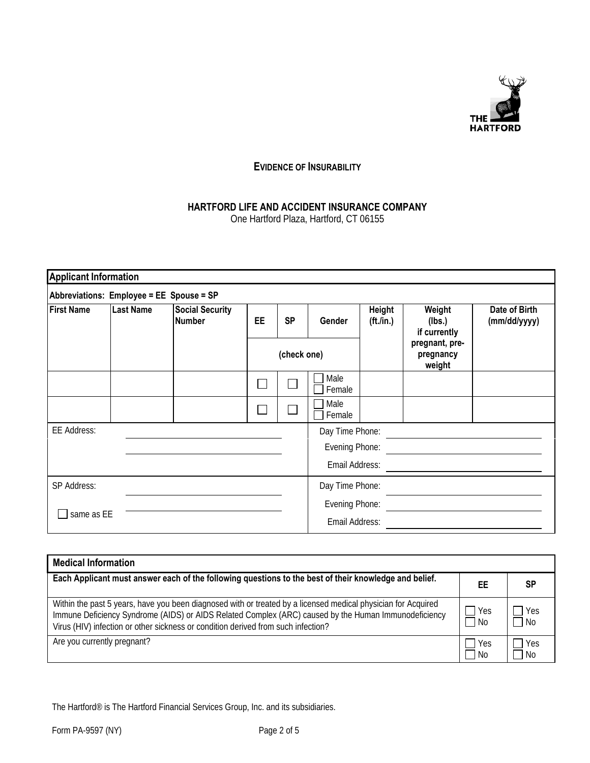THE HARTFORD

## EVIDENCE OF INSURABILITY

**HARTFORD LIFE AND ACCIDENT INSURANCE COMPANY**
One Hartford Plaza, Hartford, CT 06155

| **Applicant Information** | | | | | | | | |
|---|---|---|---|---|---|---|---|---|
| **Abbreviations: Employee = EE Spouse = SP** | | | | | | | | |
| **First Name** | **Last Name** | **Social Security Number** | **EE** | **SP** | **Gender** | **Height (ft./in.)** | **Weight (lbs.) if currently pregnant, pre-pregnancy weight** | **Date of Birth (mm/dd/yyyy)** |
| | | | **(check one)** | | | | | |
| | | | ☐ | ☐ | ☐ Male ☐ Female | | | |
| | | | ☐ | ☐ | ☐ Male ☐ Female | | | |

EE Address: ____________________ ____________________

Day Time Phone: ____________________

Evening Phone: ____________________

Email Address: ____________________

SP Address: ____________________ ____________________

☐ same as EE

Day Time Phone: ____________________

Evening Phone: ____________________

Email Address: ____________________

| **Medical Information** | | |
|---|---|---|
| **Each Applicant must answer each of the following questions to the best of their knowledge and belief.** | **EE** | **SP** |
| Within the past 5 years, have you been diagnosed with or treated by a licensed medical physician for Acquired Immune Deficiency Syndrome (AIDS) or AIDS Related Complex (ARC) caused by the Human Immunodeficiency Virus (HIV) infection or other sickness or condition derived from such infection? | ☐ Yes ☐ No | ☐ Yes ☐ No |
| Are you currently pregnant? | ☐ Yes ☐ No | ☐ Yes ☐ No |

The Hartford® is The Hartford Financial Services Group, Inc. and its subsidiaries.

Form PA-9597 (NY)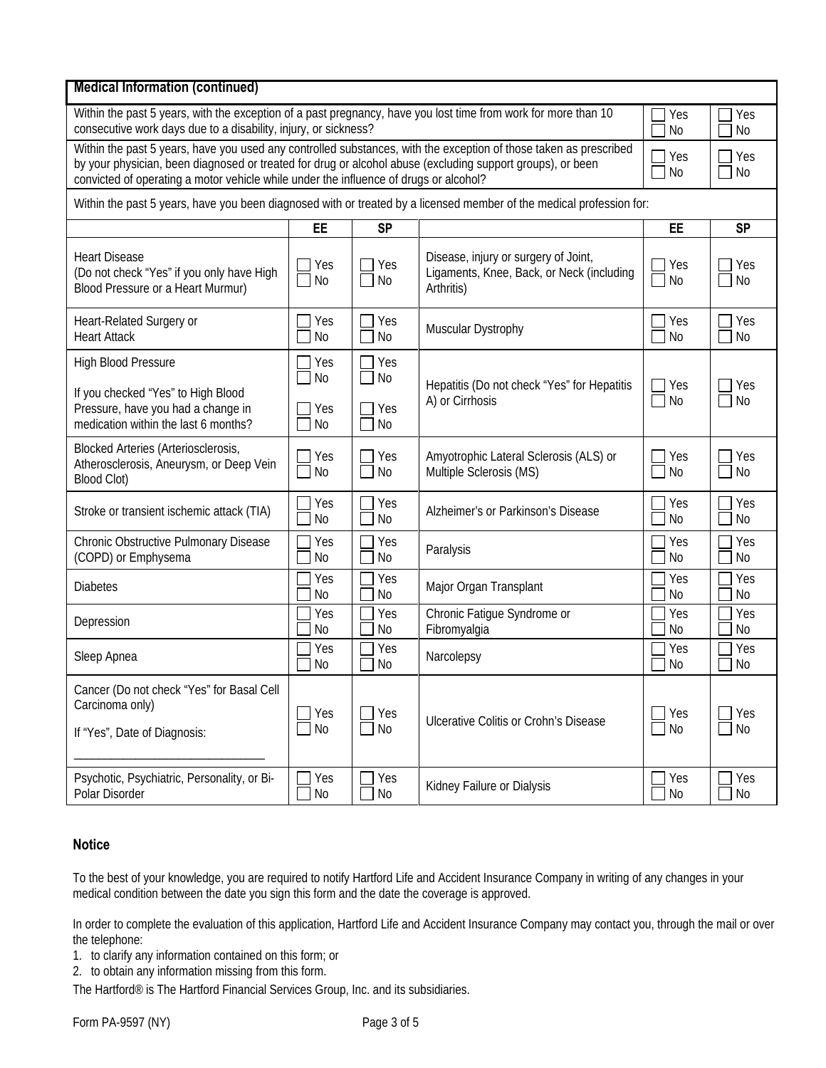## Medical Information (continued)

| | EE | SP |
|---|---|---|
| Within the past 5 years, with the exception of a past pregnancy, have you lost time from work for more than 10 consecutive work days due to a disability, injury, or sickness? | ☐ Yes ☐ No | ☐ Yes ☐ No |
| Within the past 5 years, have you used any controlled substances, with the exception of those taken as prescribed by your physician, been diagnosed or treated for drug or alcohol abuse (excluding support groups), or been convicted of operating a motor vehicle while under the influence of drugs or alcohol? | ☐ Yes ☐ No | ☐ Yes ☐ No |

Within the past 5 years, have you been diagnosed with or treated by a licensed member of the medical profession for:

| | EE | SP | | EE | SP |
|---|---|---|---|---|---|
| Heart Disease (Do not check "Yes" if you only have High Blood Pressure or a Heart Murmur) | ☐ Yes ☐ No | ☐ Yes ☐ No | Disease, injury or surgery of Joint, Ligaments, Knee, Back, or Neck (including Arthritis) | ☐ Yes ☐ No | ☐ Yes ☐ No |
| Heart-Related Surgery or Heart Attack | ☐ Yes ☐ No | ☐ Yes ☐ No | Muscular Dystrophy | ☐ Yes ☐ No | ☐ Yes ☐ No |
| High Blood Pressure | ☐ Yes ☐ No | ☐ Yes ☐ No | Hepatitis (Do not check "Yes" for Hepatitis A) or Cirrhosis | ☐ Yes ☐ No | ☐ Yes ☐ No |
| If you checked "Yes" to High Blood Pressure, have you had a change in medication within the last 6 months? | ☐ Yes ☐ No | ☐ Yes ☐ No | | | |
| Blocked Arteries (Arteriosclerosis, Atherosclerosis, Aneurysm, or Deep Vein Blood Clot) | ☐ Yes ☐ No | ☐ Yes ☐ No | Amyotrophic Lateral Sclerosis (ALS) or Multiple Sclerosis (MS) | ☐ Yes ☐ No | ☐ Yes ☐ No |
| Stroke or transient ischemic attack (TIA) | ☐ Yes ☐ No | ☐ Yes ☐ No | Alzheimer's or Parkinson's Disease | ☐ Yes ☐ No | ☐ Yes ☐ No |
| Chronic Obstructive Pulmonary Disease (COPD) or Emphysema | ☐ Yes ☐ No | ☐ Yes ☐ No | Paralysis | ☐ Yes ☐ No | ☐ Yes ☐ No |
| Diabetes | ☐ Yes ☐ No | ☐ Yes ☐ No | Major Organ Transplant | ☐ Yes ☐ No | ☐ Yes ☐ No |
| Depression | ☐ Yes ☐ No | ☐ Yes ☐ No | Chronic Fatigue Syndrome or Fibromyalgia | ☐ Yes ☐ No | ☐ Yes ☐ No |
| Sleep Apnea | ☐ Yes ☐ No | ☐ Yes ☐ No | Narcolepsy | ☐ Yes ☐ No | ☐ Yes ☐ No |
| Cancer (Do not check "Yes" for Basal Cell Carcinoma only) If "Yes", Date of Diagnosis: ______________________________ | ☐ Yes ☐ No | ☐ Yes ☐ No | Ulcerative Colitis or Crohn's Disease | ☐ Yes ☐ No | ☐ Yes ☐ No |
| Psychotic, Psychiatric, Personality, or Bi-Polar Disorder | ☐ Yes ☐ No | ☐ Yes ☐ No | Kidney Failure or Dialysis | ☐ Yes ☐ No | ☐ Yes ☐ No |

### Notice

To the best of your knowledge, you are required to notify Hartford Life and Accident Insurance Company in writing of any changes in your medical condition between the date you sign this form and the date the coverage is approved.

In order to complete the evaluation of this application, Hartford Life and Accident Insurance Company may contact you, through the mail or over the telephone:

1. to clarify any information contained on this form; or
2. to obtain any information missing from this form.

The Hartford® is The Hartford Financial Services Group, Inc. and its subsidiaries.

Form PA-9597 (NY)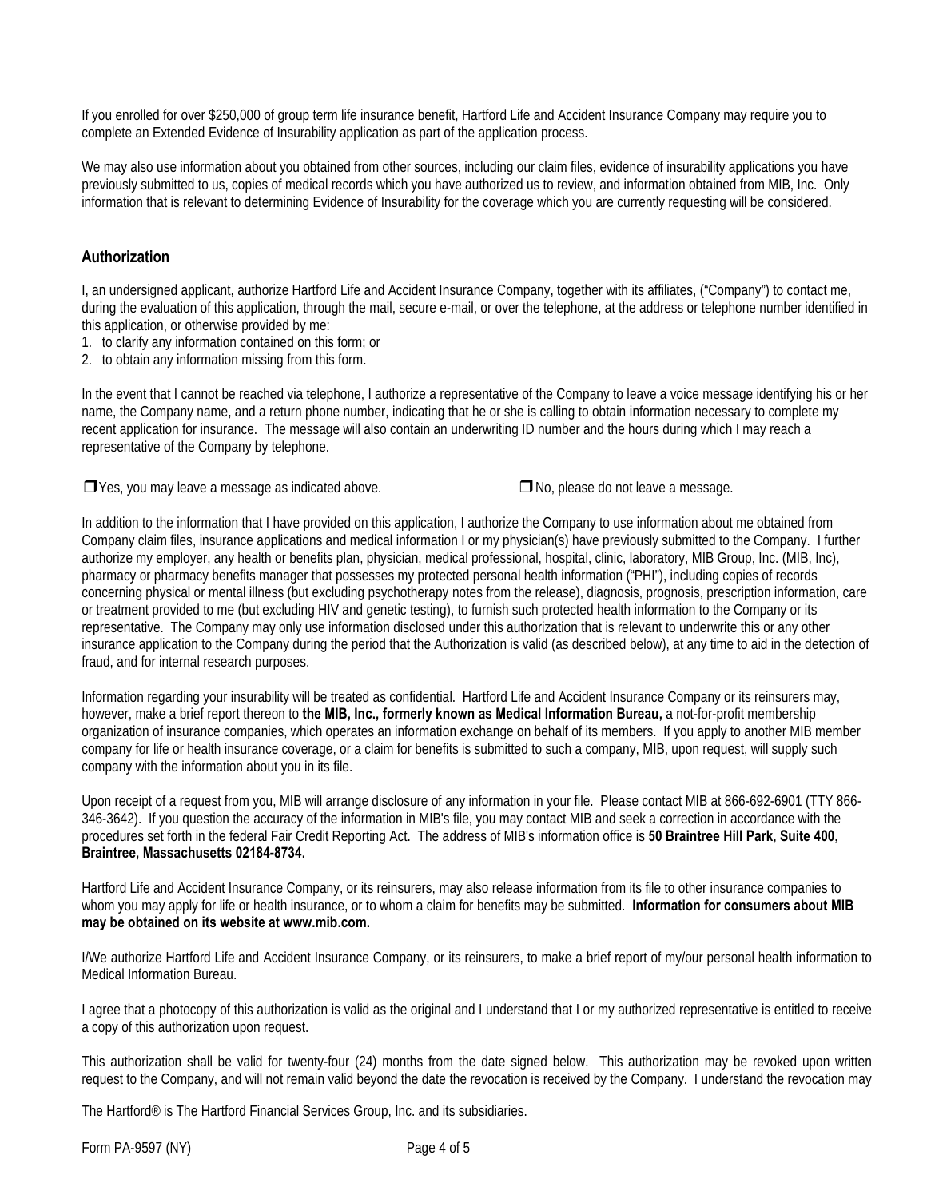If you enrolled for over $250,000 of group term life insurance benefit, Hartford Life and Accident Insurance Company may require you to complete an Extended Evidence of Insurability application as part of the application process.

We may also use information about you obtained from other sources, including our claim files, evidence of insurability applications you have previously submitted to us, copies of medical records which you have authorized us to review, and information obtained from MIB, Inc. Only information that is relevant to determining Evidence of Insurability for the coverage which you are currently requesting will be considered.

## Authorization

I, an undersigned applicant, authorize Hartford Life and Accident Insurance Company, together with its affiliates, ("Company") to contact me, during the evaluation of this application, through the mail, secure e-mail, or over the telephone, at the address or telephone number identified in this application, or otherwise provided by me:

1. to clarify any information contained on this form; or
2. to obtain any information missing from this form.

In the event that I cannot be reached via telephone, I authorize a representative of the Company to leave a voice message identifying his or her name, the Company name, and a return phone number, indicating that he or she is calling to obtain information necessary to complete my recent application for insurance. The message will also contain an underwriting ID number and the hours during which I may reach a representative of the Company by telephone.

❒ Yes, you may leave a message as indicated above. ❒ No, please do not leave a message.

In addition to the information that I have provided on this application, I authorize the Company to use information about me obtained from Company claim files, insurance applications and medical information I or my physician(s) have previously submitted to the Company. I further authorize my employer, any health or benefits plan, physician, medical professional, hospital, clinic, laboratory, MIB Group, Inc. (MIB, Inc), pharmacy or pharmacy benefits manager that possesses my protected personal health information ("PHI"), including copies of records concerning physical or mental illness (but excluding psychotherapy notes from the release), diagnosis, prognosis, prescription information, care or treatment provided to me (but excluding HIV and genetic testing), to furnish such protected health information to the Company or its representative. The Company may only use information disclosed under this authorization that is relevant to underwrite this or any other insurance application to the Company during the period that the Authorization is valid (as described below), at any time to aid in the detection of fraud, and for internal research purposes.

Information regarding your insurability will be treated as confidential. Hartford Life and Accident Insurance Company or its reinsurers may, however, make a brief report thereon to **the MIB, Inc., formerly known as Medical Information Bureau,** a not-for-profit membership organization of insurance companies, which operates an information exchange on behalf of its members. If you apply to another MIB member company for life or health insurance coverage, or a claim for benefits is submitted to such a company, MIB, upon request, will supply such company with the information about you in its file.

Upon receipt of a request from you, MIB will arrange disclosure of any information in your file. Please contact MIB at 866-692-6901 (TTY 866-346-3642). If you question the accuracy of the information in MIB's file, you may contact MIB and seek a correction in accordance with the procedures set forth in the federal Fair Credit Reporting Act. The address of MIB's information office is **50 Braintree Hill Park, Suite 400, Braintree, Massachusetts 02184-8734.**

Hartford Life and Accident Insurance Company, or its reinsurers, may also release information from its file to other insurance companies to whom you may apply for life or health insurance, or to whom a claim for benefits may be submitted. **Information for consumers about MIB may be obtained on its website at www.mib.com.**

I/We authorize Hartford Life and Accident Insurance Company, or its reinsurers, to make a brief report of my/our personal health information to Medical Information Bureau.

I agree that a photocopy of this authorization is valid as the original and I understand that I or my authorized representative is entitled to receive a copy of this authorization upon request.

This authorization shall be valid for twenty-four (24) months from the date signed below. This authorization may be revoked upon written request to the Company, and will not remain valid beyond the date the revocation is received by the Company. I understand the revocation may

The Hartford® is The Hartford Financial Services Group, Inc. and its subsidiaries.

Form PA-9597 (NY)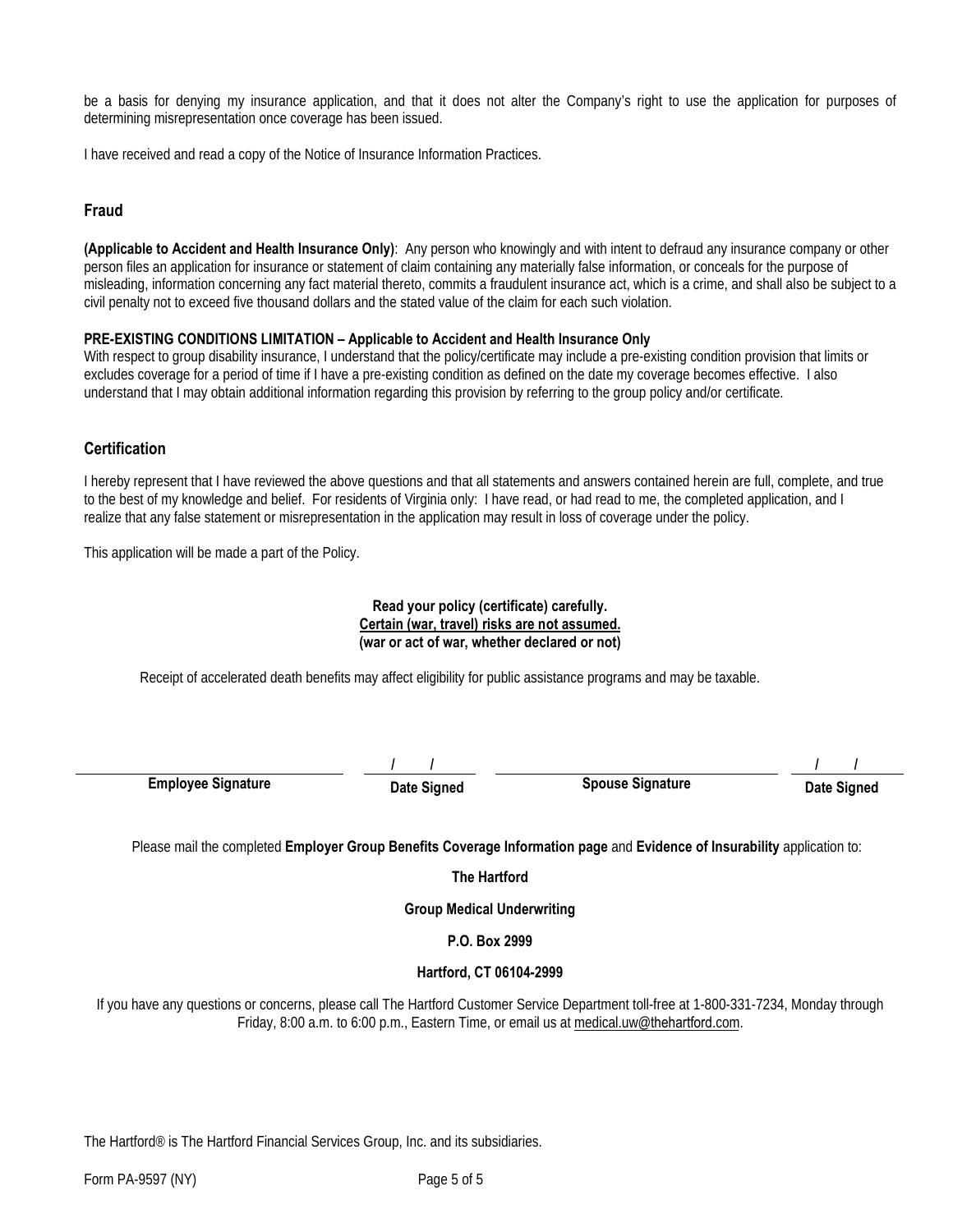be a basis for denying my insurance application, and that it does not alter the Company's right to use the application for purposes of determining misrepresentation once coverage has been issued.

I have received and read a copy of the Notice of Insurance Information Practices.

## Fraud

**(Applicable to Accident and Health Insurance Only)**: Any person who knowingly and with intent to defraud any insurance company or other person files an application for insurance or statement of claim containing any materially false information, or conceals for the purpose of misleading, information concerning any fact material thereto, commits a fraudulent insurance act, which is a crime, and shall also be subject to a civil penalty not to exceed five thousand dollars and the stated value of the claim for each such violation.

**PRE-EXISTING CONDITIONS LIMITATION – Applicable to Accident and Health Insurance Only**
With respect to group disability insurance, I understand that the policy/certificate may include a pre-existing condition provision that limits or excludes coverage for a period of time if I have a pre-existing condition as defined on the date my coverage becomes effective. I also understand that I may obtain additional information regarding this provision by referring to the group policy and/or certificate.

## Certification

I hereby represent that I have reviewed the above questions and that all statements and answers contained herein are full, complete, and true to the best of my knowledge and belief. For residents of Virginia only: I have read, or had read to me, the completed application, and I realize that any false statement or misrepresentation in the application may result in loss of coverage under the policy.

This application will be made a part of the Policy.

**Read your policy (certificate) carefully.**
**Certain (war, travel) risks are not assumed.**
**(war or act of war, whether declared or not)**

Receipt of accelerated death benefits may affect eligibility for public assistance programs and may be taxable.

| | | | |
|---|---|---|---|
| ______________________ | ___/___/___ | ______________________ | ___/___/___ |
| **Employee Signature** | **Date Signed** | **Spouse Signature** | **Date Signed** |

Please mail the completed **Employer Group Benefits Coverage Information page** and **Evidence of Insurability** application to:

**The Hartford**

**Group Medical Underwriting**

**P.O. Box 2999**

**Hartford, CT 06104-2999**

If you have any questions or concerns, please call The Hartford Customer Service Department toll-free at 1-800-331-7234, Monday through Friday, 8:00 a.m. to 6:00 p.m., Eastern Time, or email us at medical.uw@thehartford.com.

The Hartford® is The Hartford Financial Services Group, Inc. and its subsidiaries.

Form PA-9597 (NY)